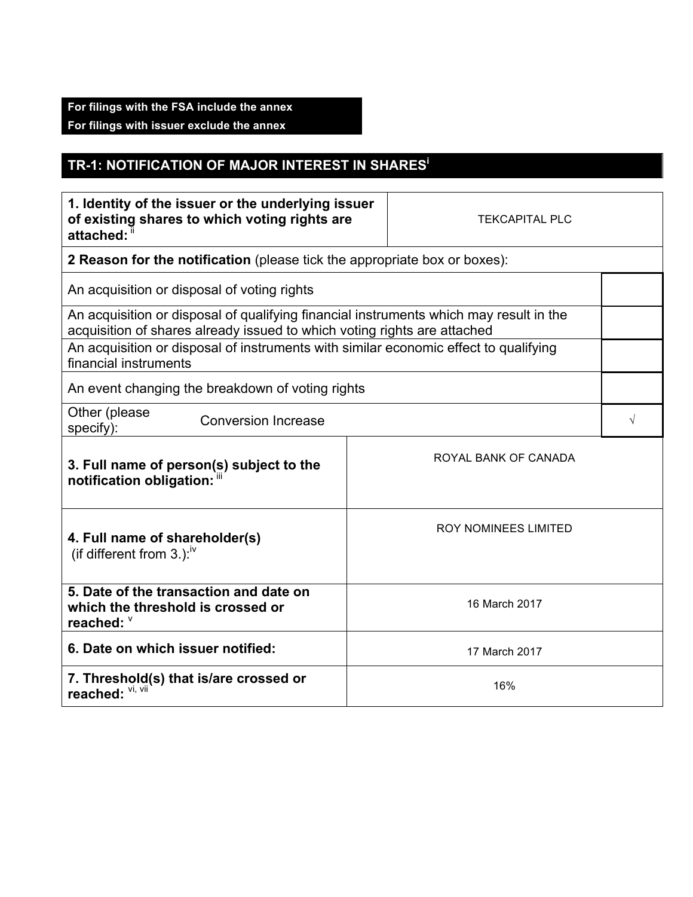**For filings with the FSA include the annex**
**For filings with issuer exclude the annex**

## TR-1: NOTIFICATION OF MAJOR INTEREST IN SHARES[i]

| **1. Identity of the issuer or the underlying issuer of existing shares to which voting rights are attached:** [ii] | TEKCAPITAL PLC |
|---|---|

**2 Reason for the notification** (please tick the appropriate box or boxes):

| | |
|---|---|
| An acquisition or disposal of voting rights | |
| An acquisition or disposal of qualifying financial instruments which may result in the acquisition of shares already issued to which voting rights are attached | |
| An acquisition or disposal of instruments with similar economic effect to qualifying financial instruments | |
| An event changing the breakdown of voting rights | |
| Other (please specify): Conversion Increase | √ |

| | |
|---|---|
| **3. Full name of person(s) subject to the notification obligation:** [iii] | ROYAL BANK OF CANADA |
| **4. Full name of shareholder(s)** (if different from 3.):[iv] | ROY NOMINEES LIMITED |
| **5. Date of the transaction and date on which the threshold is crossed or reached:** [v] | 16 March 2017 |
| **6. Date on which issuer notified:** | 17 March 2017 |
| **7. Threshold(s) that is/are crossed or reached:** [vi, vii] | 16% |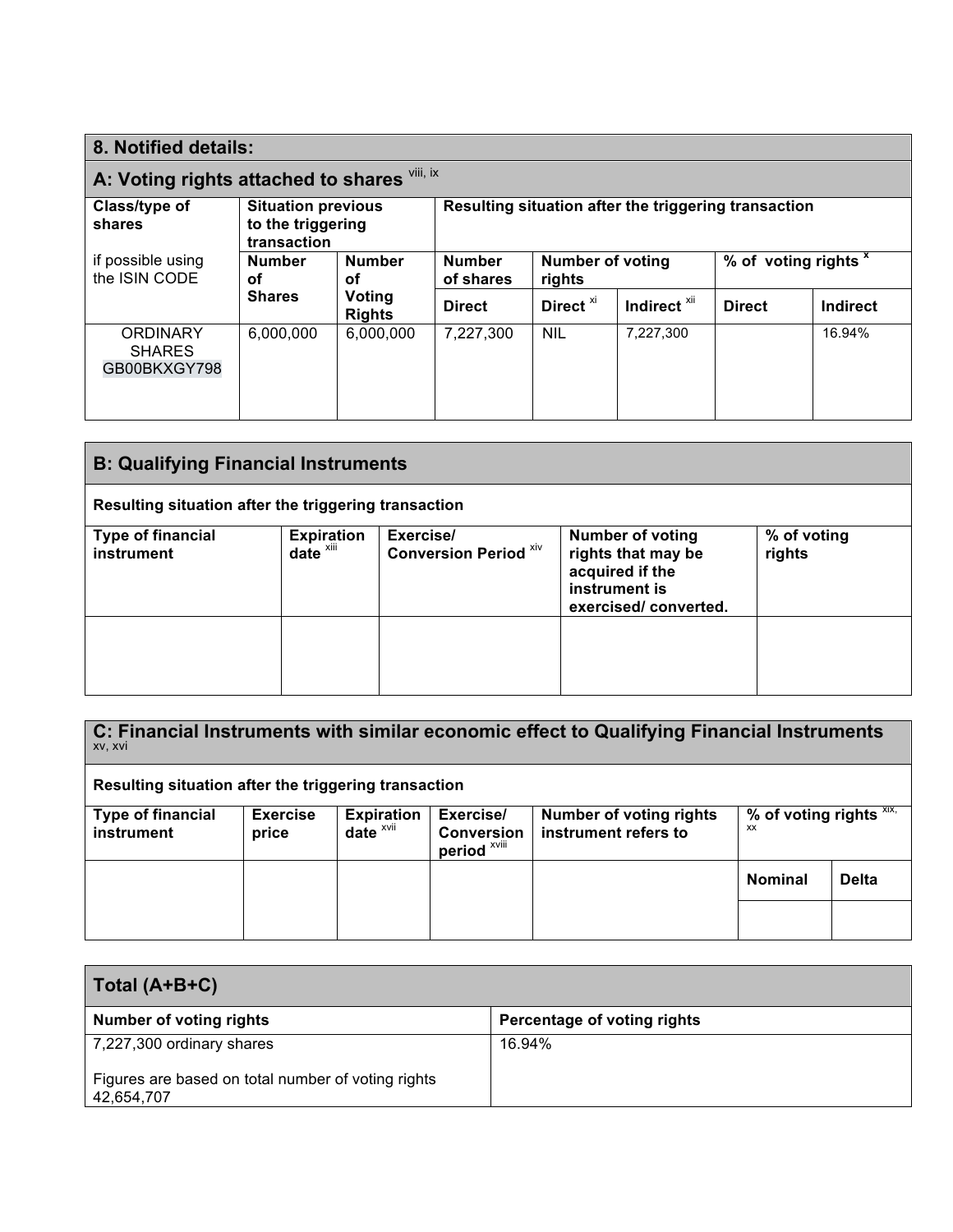## 8. Notified details:

### A: Voting rights attached to shares [viii, ix]

| Class/type of shares<br>if possible using the ISIN CODE | Situation previous to the triggering transaction | | Resulting situation after the triggering transaction | | | | |
|---|---|---|---|---|---|---|---|
| | Number of Shares | Number of Voting Rights | Number of shares | Number of voting rights | | % of voting rights [x] | |
| | | | Direct | Direct [xi] | Indirect [xii] | Direct | Indirect |
| ORDINARY SHARES GB00BKXGY798 | 6,000,000 | 6,000,000 | 7,227,300 | NIL | 7,227,300 | | 16.94% |

### B: Qualifying Financial Instruments

**Resulting situation after the triggering transaction**

| Type of financial instrument | Expiration date [xiii] | Exercise/ Conversion Period [xiv] | Number of voting rights that may be acquired if the instrument is exercised/ converted. | % of voting rights |
|---|---|---|---|---|
| | | | | |

### C: Financial Instruments with similar economic effect to Qualifying Financial Instruments [xv, xvi]

**Resulting situation after the triggering transaction**

| Type of financial instrument | Exercise price | Expiration date [xvii] | Exercise/ Conversion period [xviii] | Number of voting rights instrument refers to | % of voting rights [xix, xx] | |
|---|---|---|---|---|---|---|
| | | | | | Nominal | Delta |
| | | | | | | |

### Total (A+B+C)

| Number of voting rights | Percentage of voting rights |
|---|---|
| 7,227,300 ordinary shares<br><br>Figures are based on total number of voting rights 42,654,707 | 16.94% |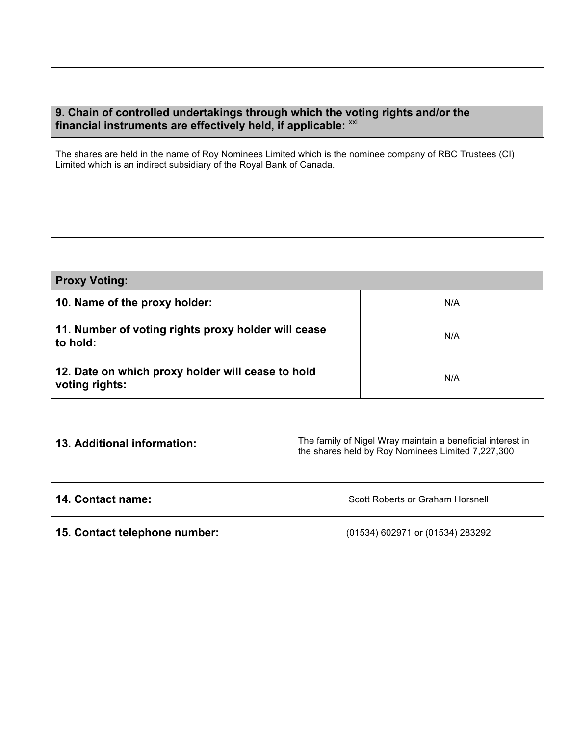| | |
|---|---|
| | |

| 9. Chain of controlled undertakings through which the voting rights and/or the financial instruments are effectively held, if applicable: [xxi] |
|---|
| The shares are held in the name of Roy Nominees Limited which is the nominee company of RBC Trustees (CI) Limited which is an indirect subsidiary of the Royal Bank of Canada. |

| Proxy Voting: | |
|---|---|
| **10. Name of the proxy holder:** | N/A |
| **11. Number of voting rights proxy holder will cease to hold:** | N/A |
| **12. Date on which proxy holder will cease to hold voting rights:** | N/A |

| | |
|---|---|
| **13. Additional information:** | The family of Nigel Wray maintain a beneficial interest in the shares held by Roy Nominees Limited 7,227,300 |
| **14. Contact name:** | Scott Roberts or Graham Horsnell |
| **15. Contact telephone number:** | (01534) 602971 or (01534) 283292 |